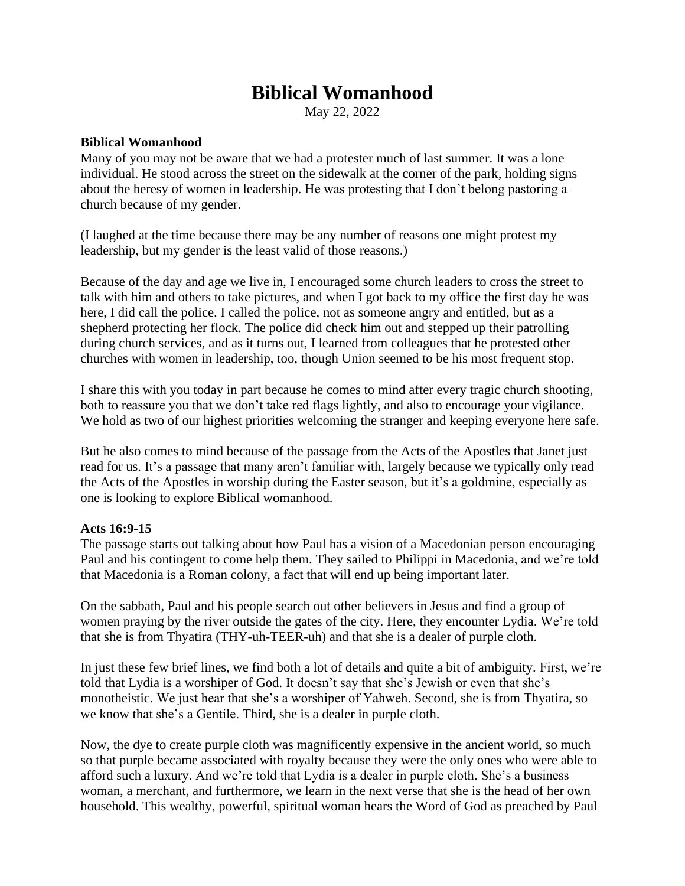# Biblical Womanhood

May 22, 2022

**Biblical Womanhood**

Many of you may not be aware that we had a protester much of last summer. It was a lone individual. He stood across the street on the sidewalk at the corner of the park, holding signs about the heresy of women in leadership. He was protesting that I don't belong pastoring a church because of my gender.

(I laughed at the time because there may be any number of reasons one might protest my leadership, but my gender is the least valid of those reasons.)

Because of the day and age we live in, I encouraged some church leaders to cross the street to talk with him and others to take pictures, and when I got back to my office the first day he was here, I did call the police. I called the police, not as someone angry and entitled, but as a shepherd protecting her flock. The police did check him out and stepped up their patrolling during church services, and as it turns out, I learned from colleagues that he protested other churches with women in leadership, too, though Union seemed to be his most frequent stop.

I share this with you today in part because he comes to mind after every tragic church shooting, both to reassure you that we don't take red flags lightly, and also to encourage your vigilance. We hold as two of our highest priorities welcoming the stranger and keeping everyone here safe.

But he also comes to mind because of the passage from the Acts of the Apostles that Janet just read for us. It's a passage that many aren't familiar with, largely because we typically only read the Acts of the Apostles in worship during the Easter season, but it's a goldmine, especially as one is looking to explore Biblical womanhood.

**Acts 16:9-15**

The passage starts out talking about how Paul has a vision of a Macedonian person encouraging Paul and his contingent to come help them. They sailed to Philippi in Macedonia, and we're told that Macedonia is a Roman colony, a fact that will end up being important later.

On the sabbath, Paul and his people search out other believers in Jesus and find a group of women praying by the river outside the gates of the city. Here, they encounter Lydia. We're told that she is from Thyatira (THY-uh-TEER-uh) and that she is a dealer of purple cloth.

In just these few brief lines, we find both a lot of details and quite a bit of ambiguity. First, we're told that Lydia is a worshiper of God. It doesn't say that she's Jewish or even that she's monotheistic. We just hear that she's a worshiper of Yahweh. Second, she is from Thyatira, so we know that she's a Gentile. Third, she is a dealer in purple cloth.

Now, the dye to create purple cloth was magnificently expensive in the ancient world, so much so that purple became associated with royalty because they were the only ones who were able to afford such a luxury. And we're told that Lydia is a dealer in purple cloth. She's a business woman, a merchant, and furthermore, we learn in the next verse that she is the head of her own household. This wealthy, powerful, spiritual woman hears the Word of God as preached by Paul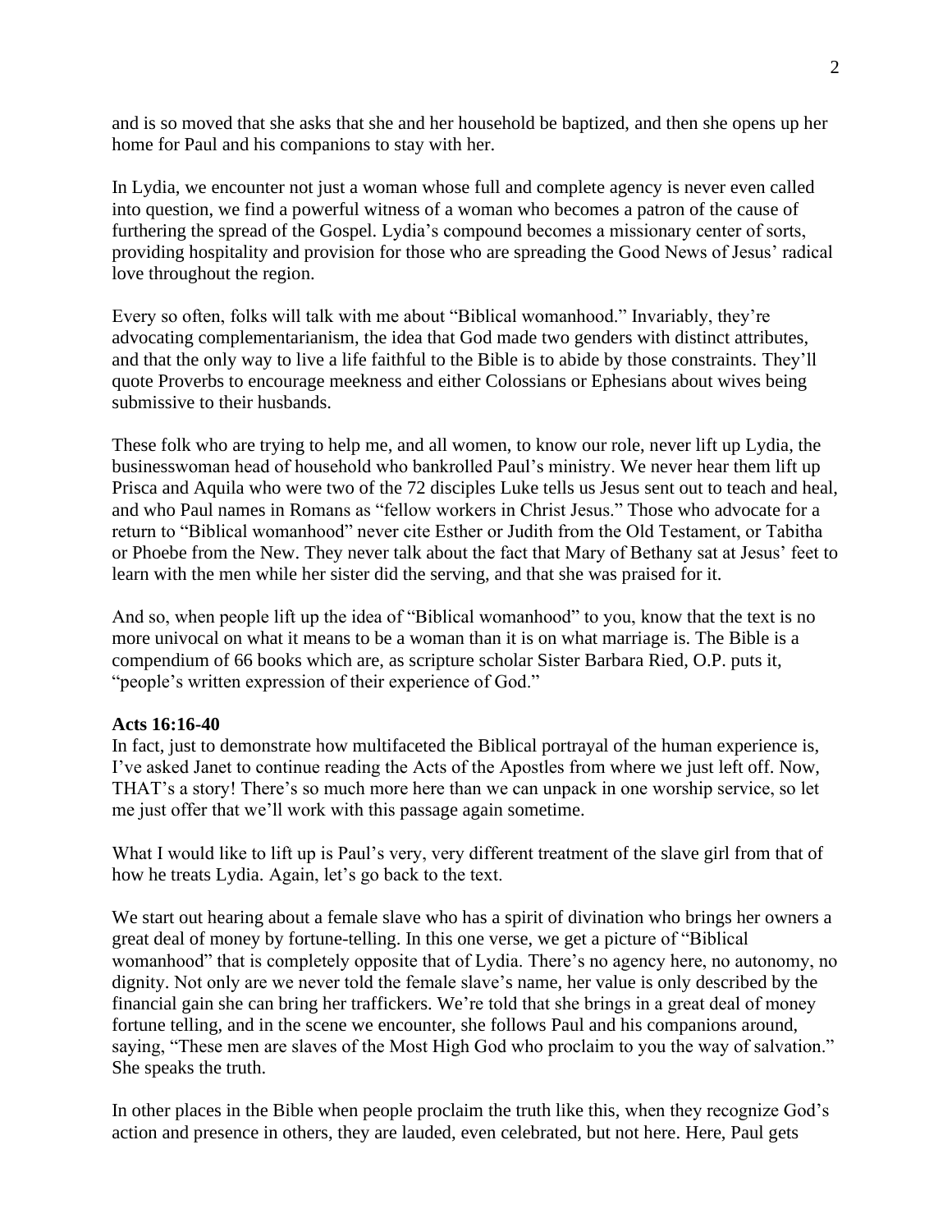and is so moved that she asks that she and her household be baptized, and then she opens up her home for Paul and his companions to stay with her.

In Lydia, we encounter not just a woman whose full and complete agency is never even called into question, we find a powerful witness of a woman who becomes a patron of the cause of furthering the spread of the Gospel. Lydia's compound becomes a missionary center of sorts, providing hospitality and provision for those who are spreading the Good News of Jesus' radical love throughout the region.

Every so often, folks will talk with me about "Biblical womanhood." Invariably, they're advocating complementarianism, the idea that God made two genders with distinct attributes, and that the only way to live a life faithful to the Bible is to abide by those constraints. They'll quote Proverbs to encourage meekness and either Colossians or Ephesians about wives being submissive to their husbands.

These folk who are trying to help me, and all women, to know our role, never lift up Lydia, the businesswoman head of household who bankrolled Paul's ministry. We never hear them lift up Prisca and Aquila who were two of the 72 disciples Luke tells us Jesus sent out to teach and heal, and who Paul names in Romans as "fellow workers in Christ Jesus." Those who advocate for a return to "Biblical womanhood" never cite Esther or Judith from the Old Testament, or Tabitha or Phoebe from the New. They never talk about the fact that Mary of Bethany sat at Jesus' feet to learn with the men while her sister did the serving, and that she was praised for it.

And so, when people lift up the idea of "Biblical womanhood" to you, know that the text is no more univocal on what it means to be a woman than it is on what marriage is. The Bible is a compendium of 66 books which are, as scripture scholar Sister Barbara Ried, O.P. puts it, "people's written expression of their experience of God."

**Acts 16:16-40**

In fact, just to demonstrate how multifaceted the Biblical portrayal of the human experience is, I've asked Janet to continue reading the Acts of the Apostles from where we just left off. Now, THAT's a story! There's so much more here than we can unpack in one worship service, so let me just offer that we'll work with this passage again sometime.

What I would like to lift up is Paul's very, very different treatment of the slave girl from that of how he treats Lydia. Again, let's go back to the text.

We start out hearing about a female slave who has a spirit of divination who brings her owners a great deal of money by fortune-telling. In this one verse, we get a picture of "Biblical womanhood" that is completely opposite that of Lydia. There's no agency here, no autonomy, no dignity. Not only are we never told the female slave's name, her value is only described by the financial gain she can bring her traffickers. We're told that she brings in a great deal of money fortune telling, and in the scene we encounter, she follows Paul and his companions around, saying, "These men are slaves of the Most High God who proclaim to you the way of salvation." She speaks the truth.

In other places in the Bible when people proclaim the truth like this, when they recognize God's action and presence in others, they are lauded, even celebrated, but not here. Here, Paul gets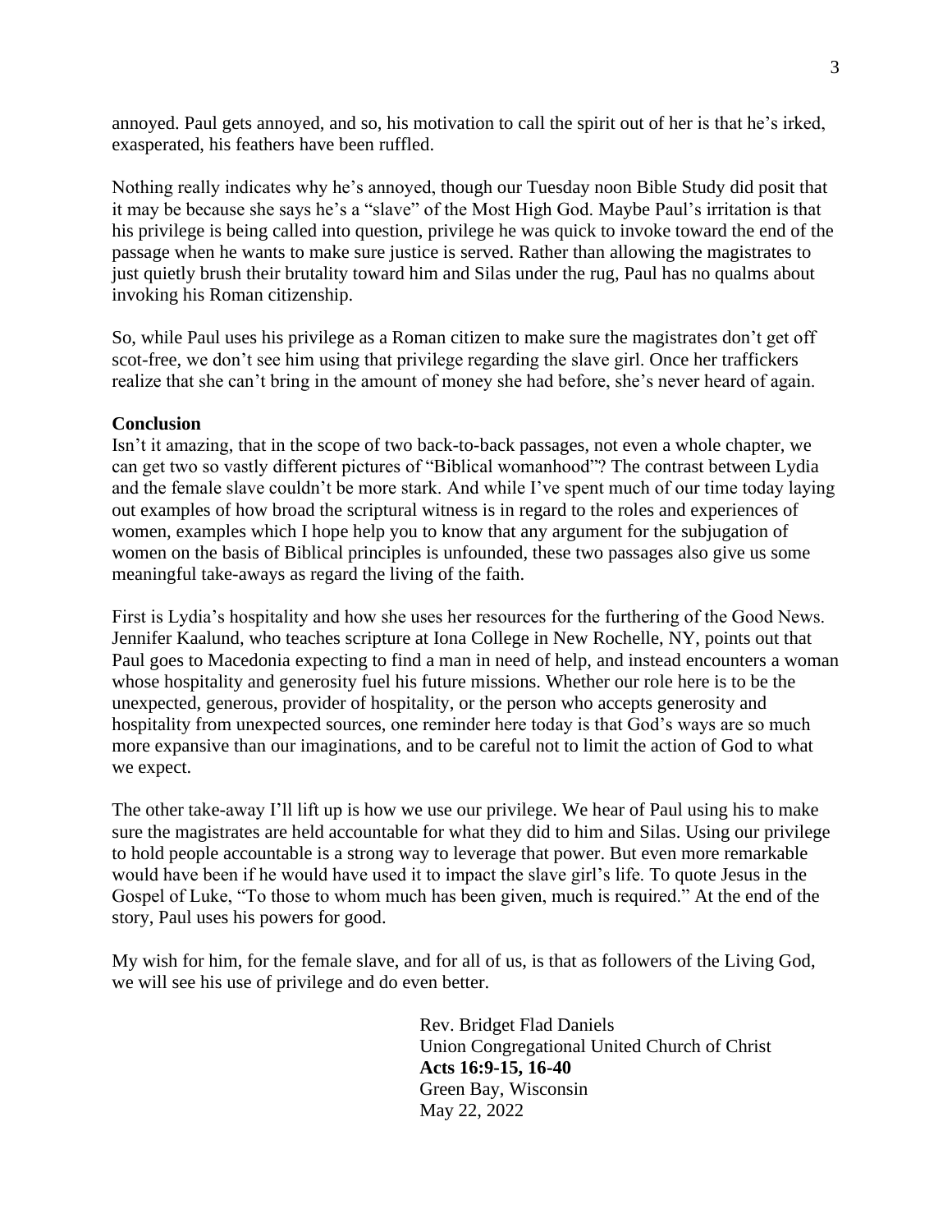annoyed. Paul gets annoyed, and so, his motivation to call the spirit out of her is that he's irked, exasperated, his feathers have been ruffled.

Nothing really indicates why he's annoyed, though our Tuesday noon Bible Study did posit that it may be because she says he's a "slave" of the Most High God. Maybe Paul's irritation is that his privilege is being called into question, privilege he was quick to invoke toward the end of the passage when he wants to make sure justice is served. Rather than allowing the magistrates to just quietly brush their brutality toward him and Silas under the rug, Paul has no qualms about invoking his Roman citizenship.

So, while Paul uses his privilege as a Roman citizen to make sure the magistrates don't get off scot-free, we don't see him using that privilege regarding the slave girl. Once her traffickers realize that she can't bring in the amount of money she had before, she's never heard of again.

**Conclusion**

Isn't it amazing, that in the scope of two back-to-back passages, not even a whole chapter, we can get two so vastly different pictures of "Biblical womanhood"? The contrast between Lydia and the female slave couldn't be more stark. And while I've spent much of our time today laying out examples of how broad the scriptural witness is in regard to the roles and experiences of women, examples which I hope help you to know that any argument for the subjugation of women on the basis of Biblical principles is unfounded, these two passages also give us some meaningful take-aways as regard the living of the faith.

First is Lydia's hospitality and how she uses her resources for the furthering of the Good News. Jennifer Kaalund, who teaches scripture at Iona College in New Rochelle, NY, points out that Paul goes to Macedonia expecting to find a man in need of help, and instead encounters a woman whose hospitality and generosity fuel his future missions. Whether our role here is to be the unexpected, generous, provider of hospitality, or the person who accepts generosity and hospitality from unexpected sources, one reminder here today is that God's ways are so much more expansive than our imaginations, and to be careful not to limit the action of God to what we expect.

The other take-away I'll lift up is how we use our privilege. We hear of Paul using his to make sure the magistrates are held accountable for what they did to him and Silas. Using our privilege to hold people accountable is a strong way to leverage that power. But even more remarkable would have been if he would have used it to impact the slave girl's life. To quote Jesus in the Gospel of Luke, "To those to whom much has been given, much is required." At the end of the story, Paul uses his powers for good.

My wish for him, for the female slave, and for all of us, is that as followers of the Living God, we will see his use of privilege and do even better.

Rev. Bridget Flad Daniels
Union Congregational United Church of Christ
**Acts 16:9-15, 16-40**
Green Bay, Wisconsin
May 22, 2022